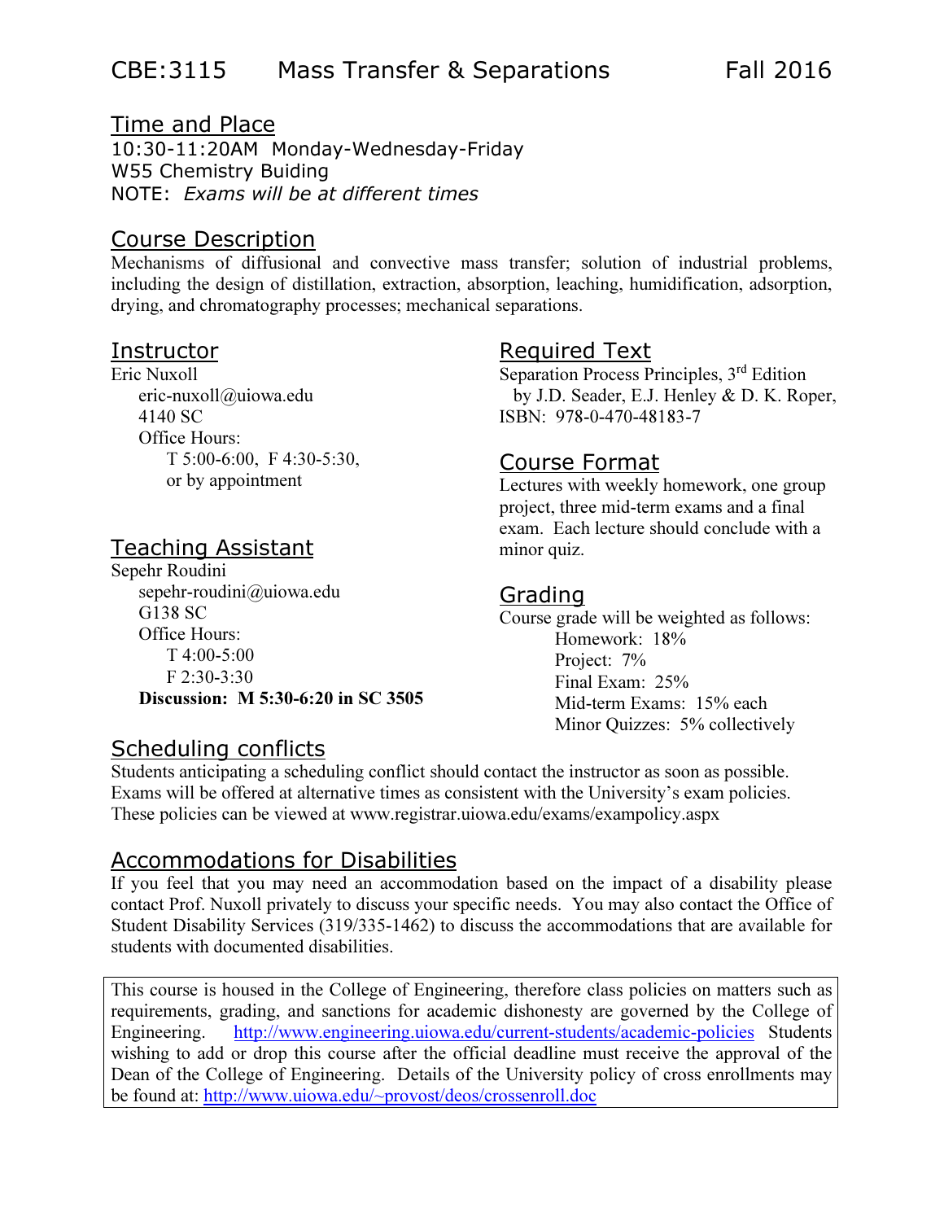# CBE:3115 Mass Transfer & Separations Fall 2016

## Time and Place

10:30-11:20AM Monday-Wednesday-Friday
W55 Chemistry Buiding
NOTE: *Exams will be at different times*

## Course Description

Mechanisms of diffusional and convective mass transfer; solution of industrial problems, including the design of distillation, extraction, absorption, leaching, humidification, adsorption, drying, and chromatography processes; mechanical separations.

## Instructor

Eric Nuxoll
eric-nuxoll@uiowa.edu
4140 SC
Office Hours:
T 5:00-6:00, F 4:30-5:30,
or by appointment

## Teaching Assistant

Sepehr Roudini
sepehr-roudini@uiowa.edu
G138 SC
Office Hours:
T 4:00-5:00
F 2:30-3:30
**Discussion: M 5:30-6:20 in SC 3505**

## Required Text

Separation Process Principles, 3rd Edition
by J.D. Seader, E.J. Henley & D. K. Roper,
ISBN: 978-0-470-48183-7

## Course Format

Lectures with weekly homework, one group project, three mid-term exams and a final exam. Each lecture should conclude with a minor quiz.

## Grading

Course grade will be weighted as follows:
- Homework: 18%
- Project: 7%
- Final Exam: 25%
- Mid-term Exams: 15% each
- Minor Quizzes: 5% collectively

## Scheduling conflicts

Students anticipating a scheduling conflict should contact the instructor as soon as possible. Exams will be offered at alternative times as consistent with the University's exam policies. These policies can be viewed at www.registrar.uiowa.edu/exams/exampolicy.aspx

## Accommodations for Disabilities

If you feel that you may need an accommodation based on the impact of a disability please contact Prof. Nuxoll privately to discuss your specific needs. You may also contact the Office of Student Disability Services (319/335-1462) to discuss the accommodations that are available for students with documented disabilities.

This course is housed in the College of Engineering, therefore class policies on matters such as requirements, grading, and sanctions for academic dishonesty are governed by the College of Engineering. http://www.engineering.uiowa.edu/current-students/academic-policies Students wishing to add or drop this course after the official deadline must receive the approval of the Dean of the College of Engineering. Details of the University policy of cross enrollments may be found at: http://www.uiowa.edu/~provost/deos/crossenroll.doc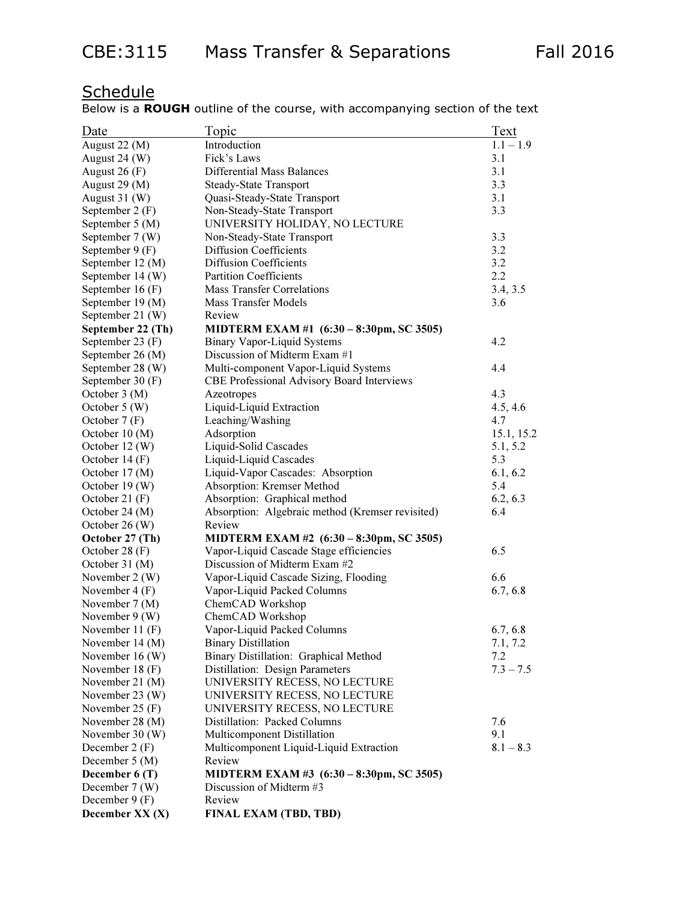# CBE:3115 Mass Transfer & Separations Fall 2016

## Schedule

Below is a **ROUGH** outline of the course, with accompanying section of the text

| Date | Topic | Text |
| --- | --- | --- |
| August 22 (M) | Introduction | 1.1 – 1.9 |
| August 24 (W) | Fick's Laws | 3.1 |
| August 26 (F) | Differential Mass Balances | 3.1 |
| August 29 (M) | Steady-State Transport | 3.3 |
| August 31 (W) | Quasi-Steady-State Transport | 3.1 |
| September 2 (F) | Non-Steady-State Transport | 3.3 |
| September 5 (M) | UNIVERSITY HOLIDAY, NO LECTURE | |
| September 7 (W) | Non-Steady-State Transport | 3.3 |
| September 9 (F) | Diffusion Coefficients | 3.2 |
| September 12 (M) | Diffusion Coefficients | 3.2 |
| September 14 (W) | Partition Coefficients | 2.2 |
| September 16 (F) | Mass Transfer Correlations | 3.4, 3.5 |
| September 19 (M) | Mass Transfer Models | 3.6 |
| September 21 (W) | Review | |
| **September 22 (Th)** | **MIDTERM EXAM #1 (6:30 – 8:30pm, SC 3505)** | |
| September 23 (F) | Binary Vapor-Liquid Systems | 4.2 |
| September 26 (M) | Discussion of Midterm Exam #1 | |
| September 28 (W) | Multi-component Vapor-Liquid Systems | 4.4 |
| September 30 (F) | CBE Professional Advisory Board Interviews | |
| October 3 (M) | Azeotropes | 4.3 |
| October 5 (W) | Liquid-Liquid Extraction | 4.5, 4.6 |
| October 7 (F) | Leaching/Washing | 4.7 |
| October 10 (M) | Adsorption | 15.1, 15.2 |
| October 12 (W) | Liquid-Solid Cascades | 5.1, 5.2 |
| October 14 (F) | Liquid-Liquid Cascades | 5.3 |
| October 17 (M) | Liquid-Vapor Cascades: Absorption | 6.1, 6.2 |
| October 19 (W) | Absorption: Kremser Method | 5.4 |
| October 21 (F) | Absorption: Graphical method | 6.2, 6.3 |
| October 24 (M) | Absorption: Algebraic method (Kremser revisited) | 6.4 |
| October 26 (W) | Review | |
| **October 27 (Th)** | **MIDTERM EXAM #2 (6:30 – 8:30pm, SC 3505)** | |
| October 28 (F) | Vapor-Liquid Cascade Stage efficiencies | 6.5 |
| October 31 (M) | Discussion of Midterm Exam #2 | |
| November 2 (W) | Vapor-Liquid Cascade Sizing, Flooding | 6.6 |
| November 4 (F) | Vapor-Liquid Packed Columns | 6.7, 6.8 |
| November 7 (M) | ChemCAD Workshop | |
| November 9 (W) | ChemCAD Workshop | |
| November 11 (F) | Vapor-Liquid Packed Columns | 6.7, 6.8 |
| November 14 (M) | Binary Distillation | 7.1, 7.2 |
| November 16 (W) | Binary Distillation: Graphical Method | 7.2 |
| November 18 (F) | Distillation: Design Parameters | 7.3 – 7.5 |
| November 21 (M) | UNIVERSITY RECESS, NO LECTURE | |
| November 23 (W) | UNIVERSITY RECESS, NO LECTURE | |
| November 25 (F) | UNIVERSITY RECESS, NO LECTURE | |
| November 28 (M) | Distillation: Packed Columns | 7.6 |
| November 30 (W) | Multicomponent Distillation | 9.1 |
| December 2 (F) | Multicomponent Liquid-Liquid Extraction | 8.1 – 8.3 |
| December 5 (M) | Review | |
| **December 6 (T)** | **MIDTERM EXAM #3 (6:30 – 8:30pm, SC 3505)** | |
| December 7 (W) | Discussion of Midterm #3 | |
| December 9 (F) | Review | |
| **December XX (X)** | **FINAL EXAM (TBD, TBD)** | |